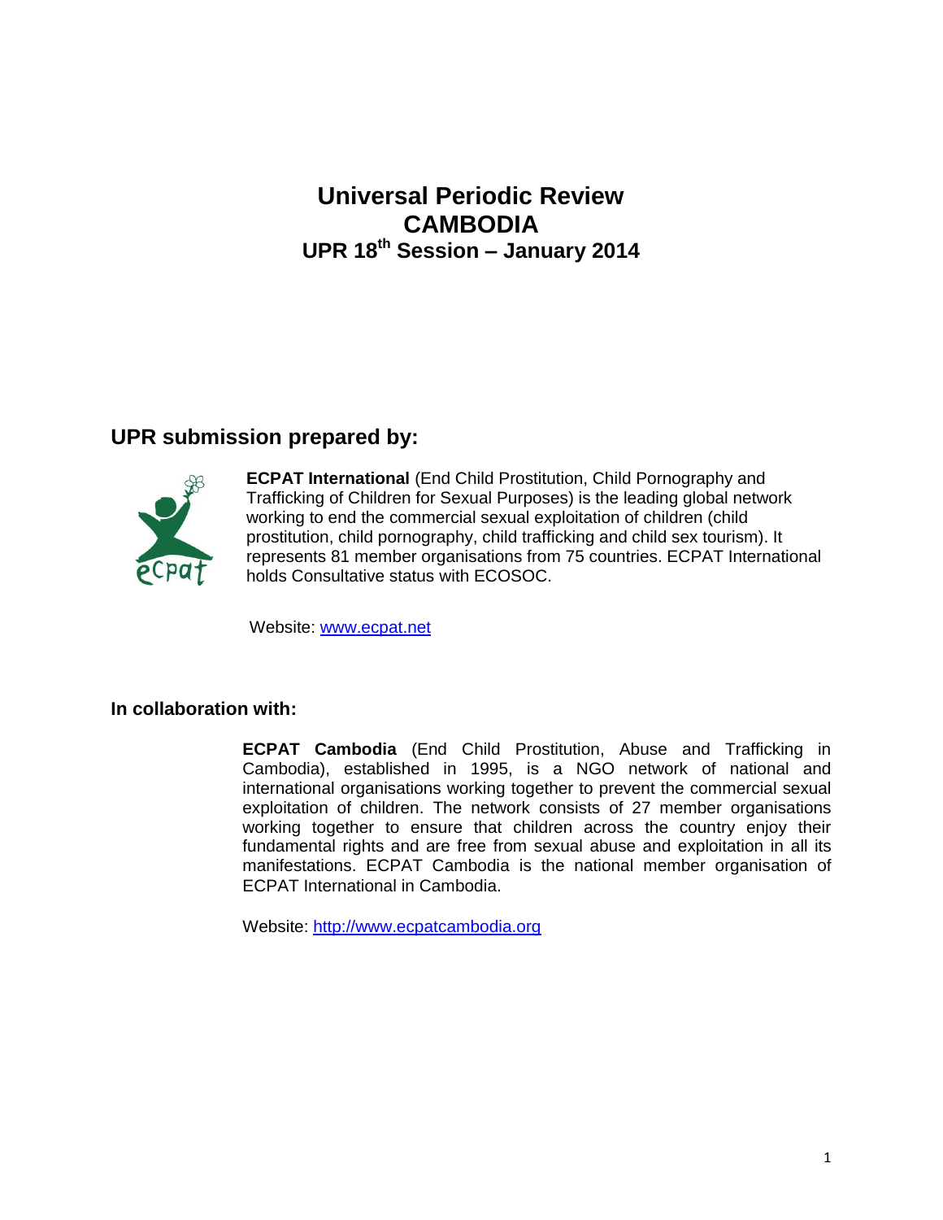# Universal Periodic Review
# CAMBODIA
## UPR 18th Session – January 2014

## UPR submission prepared by:

**ECPAT International** (End Child Prostitution, Child Pornography and Trafficking of Children for Sexual Purposes) is the leading global network working to end the commercial sexual exploitation of children (child prostitution, child pornography, child trafficking and child sex tourism). It represents 81 member organisations from 75 countries. ECPAT International holds Consultative status with ECOSOC.

Website: www.ecpat.net

### In collaboration with:

**ECPAT Cambodia** (End Child Prostitution, Abuse and Trafficking in Cambodia), established in 1995, is a NGO network of national and international organisations working together to prevent the commercial sexual exploitation of children. The network consists of 27 member organisations working together to ensure that children across the country enjoy their fundamental rights and are free from sexual abuse and exploitation in all its manifestations. ECPAT Cambodia is the national member organisation of ECPAT International in Cambodia.

Website: http://www.ecpatcambodia.org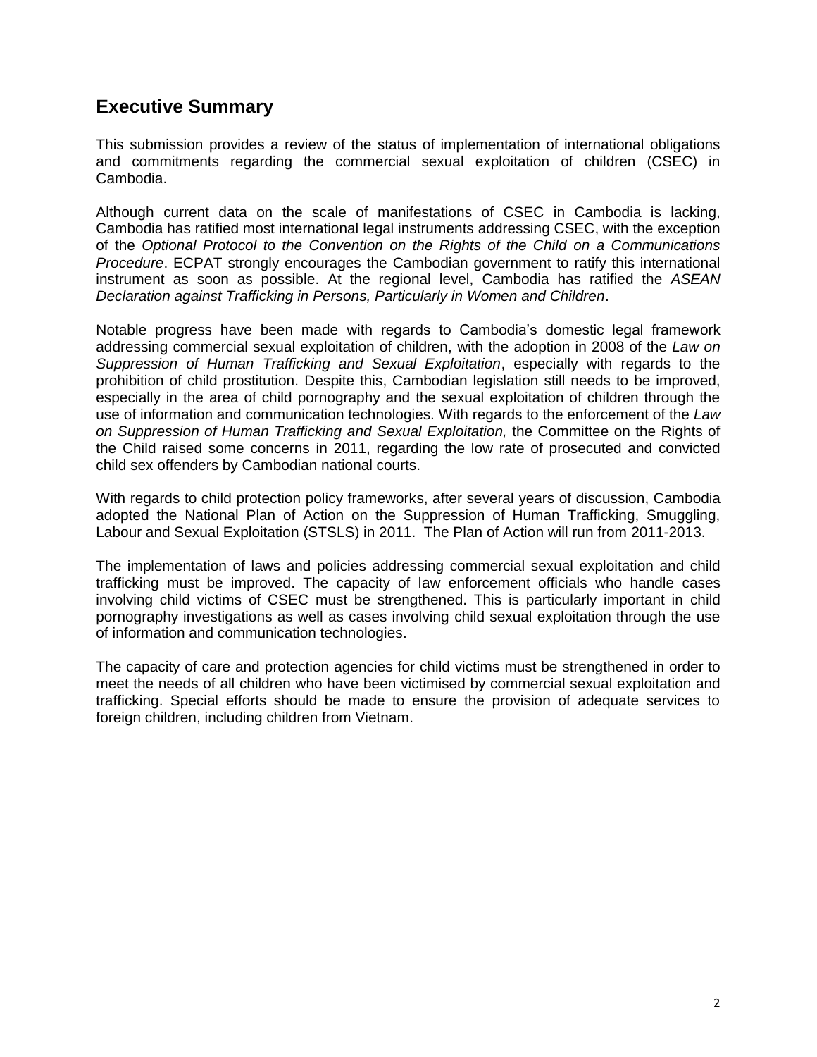## Executive Summary

This submission provides a review of the status of implementation of international obligations and commitments regarding the commercial sexual exploitation of children (CSEC) in Cambodia.

Although current data on the scale of manifestations of CSEC in Cambodia is lacking, Cambodia has ratified most international legal instruments addressing CSEC, with the exception of the *Optional Protocol to the Convention on the Rights of the Child on a Communications Procedure*. ECPAT strongly encourages the Cambodian government to ratify this international instrument as soon as possible. At the regional level, Cambodia has ratified the *ASEAN Declaration against Trafficking in Persons, Particularly in Women and Children*.

Notable progress have been made with regards to Cambodia's domestic legal framework addressing commercial sexual exploitation of children, with the adoption in 2008 of the *Law on Suppression of Human Trafficking and Sexual Exploitation*, especially with regards to the prohibition of child prostitution. Despite this, Cambodian legislation still needs to be improved, especially in the area of child pornography and the sexual exploitation of children through the use of information and communication technologies. With regards to the enforcement of the *Law on Suppression of Human Trafficking and Sexual Exploitation,* the Committee on the Rights of the Child raised some concerns in 2011, regarding the low rate of prosecuted and convicted child sex offenders by Cambodian national courts.

With regards to child protection policy frameworks, after several years of discussion, Cambodia adopted the National Plan of Action on the Suppression of Human Trafficking, Smuggling, Labour and Sexual Exploitation (STSLS) in 2011. The Plan of Action will run from 2011-2013.

The implementation of laws and policies addressing commercial sexual exploitation and child trafficking must be improved. The capacity of law enforcement officials who handle cases involving child victims of CSEC must be strengthened. This is particularly important in child pornography investigations as well as cases involving child sexual exploitation through the use of information and communication technologies.

The capacity of care and protection agencies for child victims must be strengthened in order to meet the needs of all children who have been victimised by commercial sexual exploitation and trafficking. Special efforts should be made to ensure the provision of adequate services to foreign children, including children from Vietnam.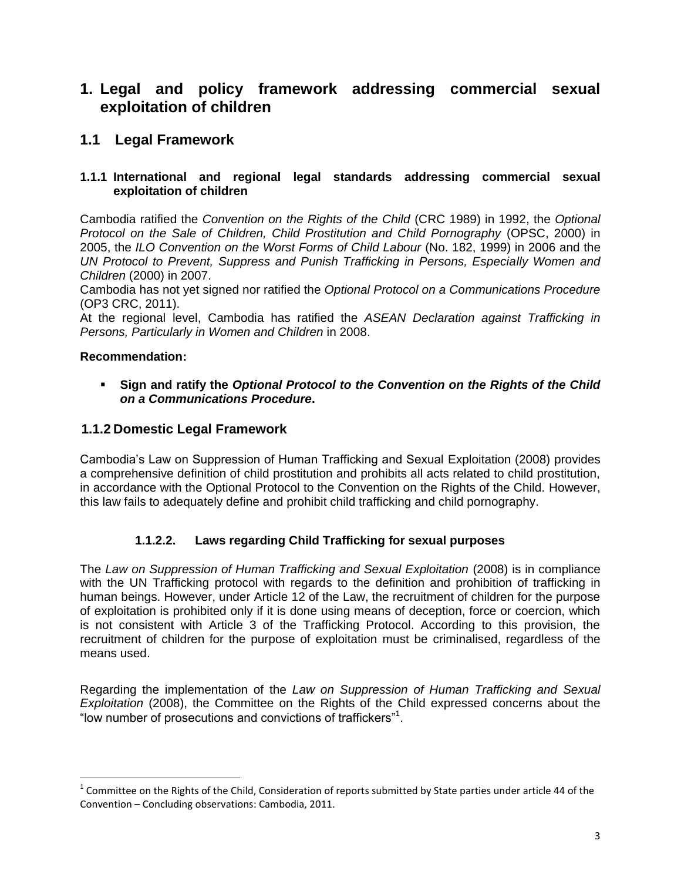# 1. Legal and policy framework addressing commercial sexual exploitation of children

## 1.1 Legal Framework

### 1.1.1 International and regional legal standards addressing commercial sexual exploitation of children

Cambodia ratified the *Convention on the Rights of the Child* (CRC 1989) in 1992, the *Optional Protocol on the Sale of Children, Child Prostitution and Child Pornography* (OPSC, 2000) in 2005, the *ILO Convention on the Worst Forms of Child Labour* (No. 182, 1999) in 2006 and the *UN Protocol to Prevent, Suppress and Punish Trafficking in Persons, Especially Women and Children* (2000) in 2007.

Cambodia has not yet signed nor ratified the *Optional Protocol on a Communications Procedure* (OP3 CRC, 2011).

At the regional level, Cambodia has ratified the *ASEAN Declaration against Trafficking in Persons, Particularly in Women and Children* in 2008.

**Recommendation:**

- **Sign and ratify the *Optional Protocol to the Convention on the Rights of the Child on a Communications Procedure*.**

### 1.1.2 Domestic Legal Framework

Cambodia's Law on Suppression of Human Trafficking and Sexual Exploitation (2008) provides a comprehensive definition of child prostitution and prohibits all acts related to child prostitution, in accordance with the Optional Protocol to the Convention on the Rights of the Child. However, this law fails to adequately define and prohibit child trafficking and child pornography.

#### 1.1.2.2. Laws regarding Child Trafficking for sexual purposes

The *Law on Suppression of Human Trafficking and Sexual Exploitation* (2008) is in compliance with the UN Trafficking protocol with regards to the definition and prohibition of trafficking in human beings. However, under Article 12 of the Law, the recruitment of children for the purpose of exploitation is prohibited only if it is done using means of deception, force or coercion, which is not consistent with Article 3 of the Trafficking Protocol. According to this provision, the recruitment of children for the purpose of exploitation must be criminalised, regardless of the means used.

Regarding the implementation of the *Law on Suppression of Human Trafficking and Sexual Exploitation* (2008), the Committee on the Rights of the Child expressed concerns about the "low number of prosecutions and convictions of traffickers"[1].

[1] Committee on the Rights of the Child, Consideration of reports submitted by State parties under article 44 of the Convention – Concluding observations: Cambodia, 2011.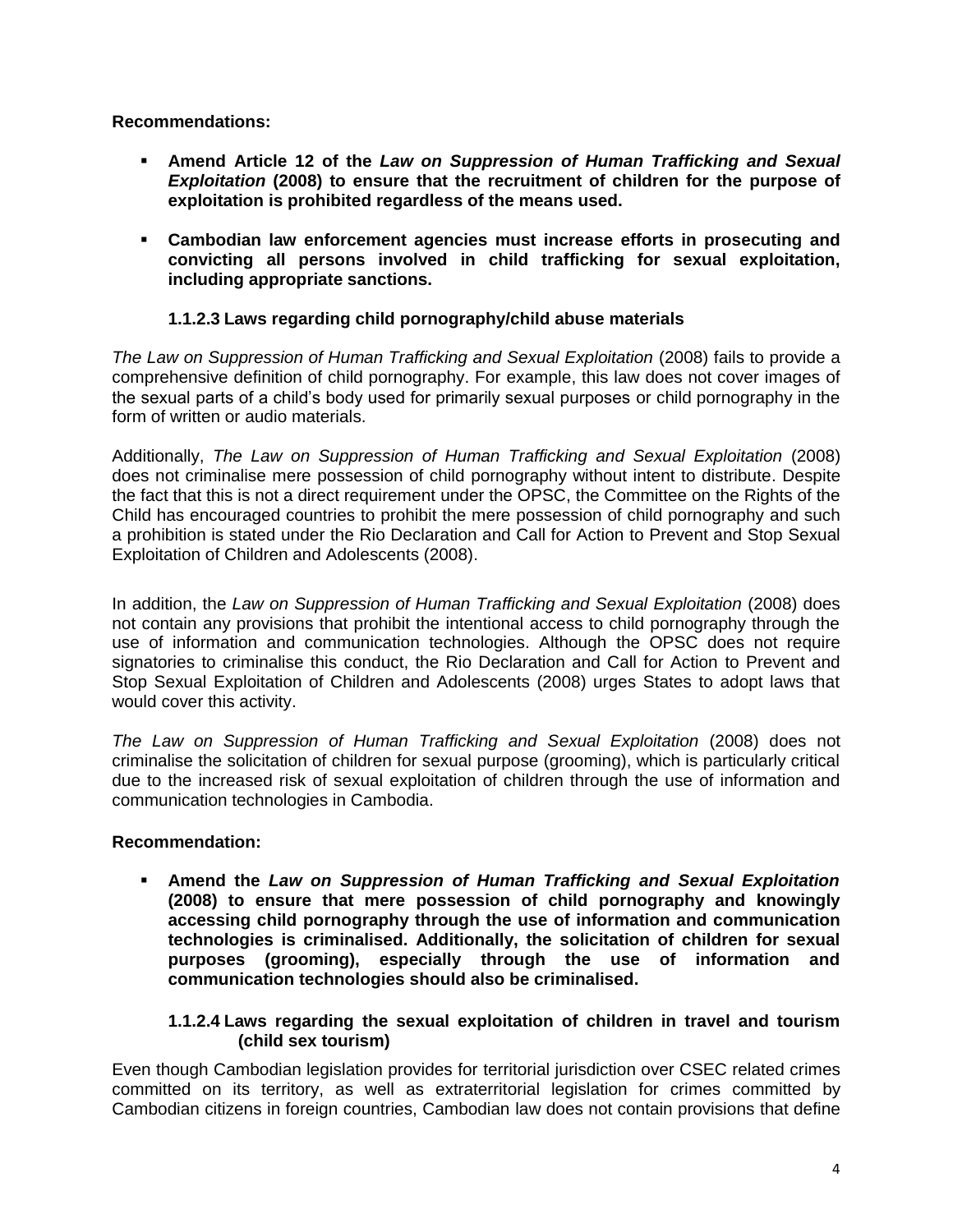**Recommendations:**

- **Amend Article 12 of the *Law on Suppression of Human Trafficking and Sexual Exploitation* (2008) to ensure that the recruitment of children for the purpose of exploitation is prohibited regardless of the means used.**

- **Cambodian law enforcement agencies must increase efforts in prosecuting and convicting all persons involved in child trafficking for sexual exploitation, including appropriate sanctions.**

#### 1.1.2.3 Laws regarding child pornography/child abuse materials

*The Law on Suppression of Human Trafficking and Sexual Exploitation* (2008) fails to provide a comprehensive definition of child pornography. For example, this law does not cover images of the sexual parts of a child's body used for primarily sexual purposes or child pornography in the form of written or audio materials.

Additionally, *The Law on Suppression of Human Trafficking and Sexual Exploitation* (2008) does not criminalise mere possession of child pornography without intent to distribute. Despite the fact that this is not a direct requirement under the OPSC, the Committee on the Rights of the Child has encouraged countries to prohibit the mere possession of child pornography and such a prohibition is stated under the Rio Declaration and Call for Action to Prevent and Stop Sexual Exploitation of Children and Adolescents (2008).

In addition, the *Law on Suppression of Human Trafficking and Sexual Exploitation* (2008) does not contain any provisions that prohibit the intentional access to child pornography through the use of information and communication technologies. Although the OPSC does not require signatories to criminalise this conduct, the Rio Declaration and Call for Action to Prevent and Stop Sexual Exploitation of Children and Adolescents (2008) urges States to adopt laws that would cover this activity.

*The Law on Suppression of Human Trafficking and Sexual Exploitation* (2008) does not criminalise the solicitation of children for sexual purpose (grooming), which is particularly critical due to the increased risk of sexual exploitation of children through the use of information and communication technologies in Cambodia.

**Recommendation:**

- **Amend the *Law on Suppression of Human Trafficking and Sexual Exploitation* (2008) to ensure that mere possession of child pornography and knowingly accessing child pornography through the use of information and communication technologies is criminalised. Additionally, the solicitation of children for sexual purposes (grooming), especially through the use of information and communication technologies should also be criminalised.**

#### 1.1.2.4 Laws regarding the sexual exploitation of children in travel and tourism (child sex tourism)

Even though Cambodian legislation provides for territorial jurisdiction over CSEC related crimes committed on its territory, as well as extraterritorial legislation for crimes committed by Cambodian citizens in foreign countries, Cambodian law does not contain provisions that define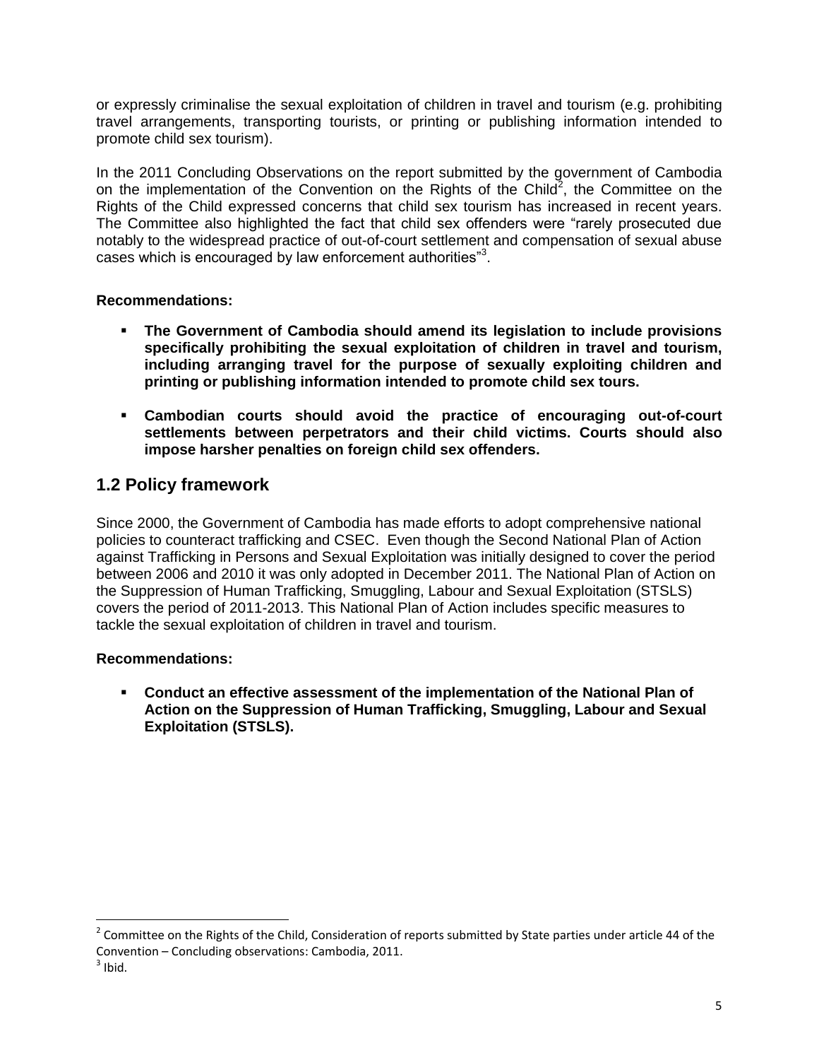or expressly criminalise the sexual exploitation of children in travel and tourism (e.g. prohibiting travel arrangements, transporting tourists, or printing or publishing information intended to promote child sex tourism).

In the 2011 Concluding Observations on the report submitted by the government of Cambodia on the implementation of the Convention on the Rights of the Child[2], the Committee on the Rights of the Child expressed concerns that child sex tourism has increased in recent years. The Committee also highlighted the fact that child sex offenders were "rarely prosecuted due notably to the widespread practice of out-of-court settlement and compensation of sexual abuse cases which is encouraged by law enforcement authorities"[3].

**Recommendations:**

- **The Government of Cambodia should amend its legislation to include provisions specifically prohibiting the sexual exploitation of children in travel and tourism, including arranging travel for the purpose of sexually exploiting children and printing or publishing information intended to promote child sex tours.**
- **Cambodian courts should avoid the practice of encouraging out-of-court settlements between perpetrators and their child victims. Courts should also impose harsher penalties on foreign child sex offenders.**

## 1.2 Policy framework

Since 2000, the Government of Cambodia has made efforts to adopt comprehensive national policies to counteract trafficking and CSEC. Even though the Second National Plan of Action against Trafficking in Persons and Sexual Exploitation was initially designed to cover the period between 2006 and 2010 it was only adopted in December 2011. The National Plan of Action on the Suppression of Human Trafficking, Smuggling, Labour and Sexual Exploitation (STSLS) covers the period of 2011-2013. This National Plan of Action includes specific measures to tackle the sexual exploitation of children in travel and tourism.

**Recommendations:**

- **Conduct an effective assessment of the implementation of the National Plan of Action on the Suppression of Human Trafficking, Smuggling, Labour and Sexual Exploitation (STSLS).**

---

[2] Committee on the Rights of the Child, Consideration of reports submitted by State parties under article 44 of the Convention – Concluding observations: Cambodia, 2011.

[3] Ibid.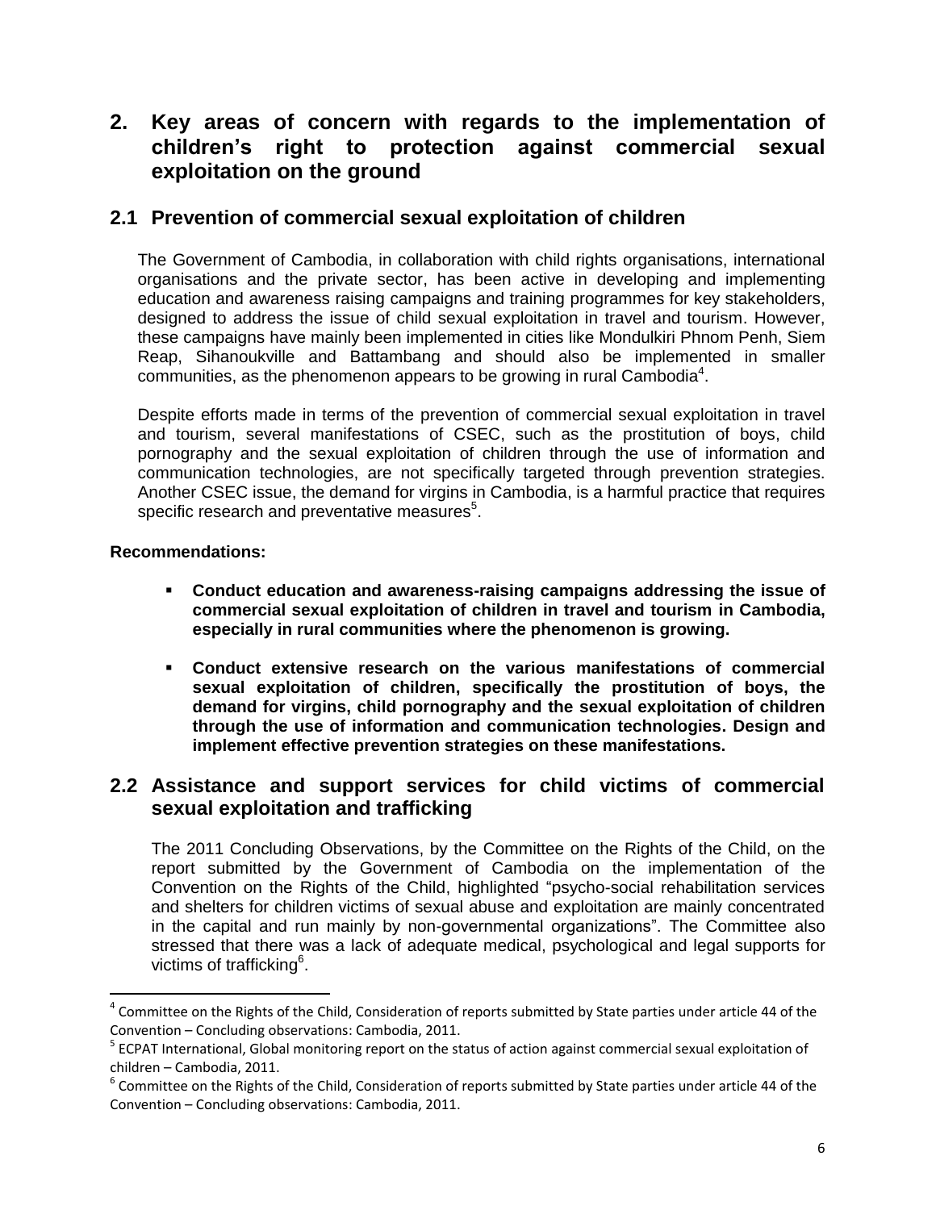## 2. Key areas of concern with regards to the implementation of children's right to protection against commercial sexual exploitation on the ground

### 2.1 Prevention of commercial sexual exploitation of children

The Government of Cambodia, in collaboration with child rights organisations, international organisations and the private sector, has been active in developing and implementing education and awareness raising campaigns and training programmes for key stakeholders, designed to address the issue of child sexual exploitation in travel and tourism. However, these campaigns have mainly been implemented in cities like Mondulkiri Phnom Penh, Siem Reap, Sihanoukville and Battambang and should also be implemented in smaller communities, as the phenomenon appears to be growing in rural Cambodia[4].

Despite efforts made in terms of the prevention of commercial sexual exploitation in travel and tourism, several manifestations of CSEC, such as the prostitution of boys, child pornography and the sexual exploitation of children through the use of information and communication technologies, are not specifically targeted through prevention strategies. Another CSEC issue, the demand for virgins in Cambodia, is a harmful practice that requires specific research and preventative measures[5].

**Recommendations:**

- **Conduct education and awareness-raising campaigns addressing the issue of commercial sexual exploitation of children in travel and tourism in Cambodia, especially in rural communities where the phenomenon is growing.**
- **Conduct extensive research on the various manifestations of commercial sexual exploitation of children, specifically the prostitution of boys, the demand for virgins, child pornography and the sexual exploitation of children through the use of information and communication technologies. Design and implement effective prevention strategies on these manifestations.**

### 2.2 Assistance and support services for child victims of commercial sexual exploitation and trafficking

The 2011 Concluding Observations, by the Committee on the Rights of the Child, on the report submitted by the Government of Cambodia on the implementation of the Convention on the Rights of the Child, highlighted "psycho-social rehabilitation services and shelters for children victims of sexual abuse and exploitation are mainly concentrated in the capital and run mainly by non-governmental organizations". The Committee also stressed that there was a lack of adequate medical, psychological and legal supports for victims of trafficking[6].

---

[4] Committee on the Rights of the Child, Consideration of reports submitted by State parties under article 44 of the Convention – Concluding observations: Cambodia, 2011.

[5] ECPAT International, Global monitoring report on the status of action against commercial sexual exploitation of children – Cambodia, 2011.

[6] Committee on the Rights of the Child, Consideration of reports submitted by State parties under article 44 of the Convention – Concluding observations: Cambodia, 2011.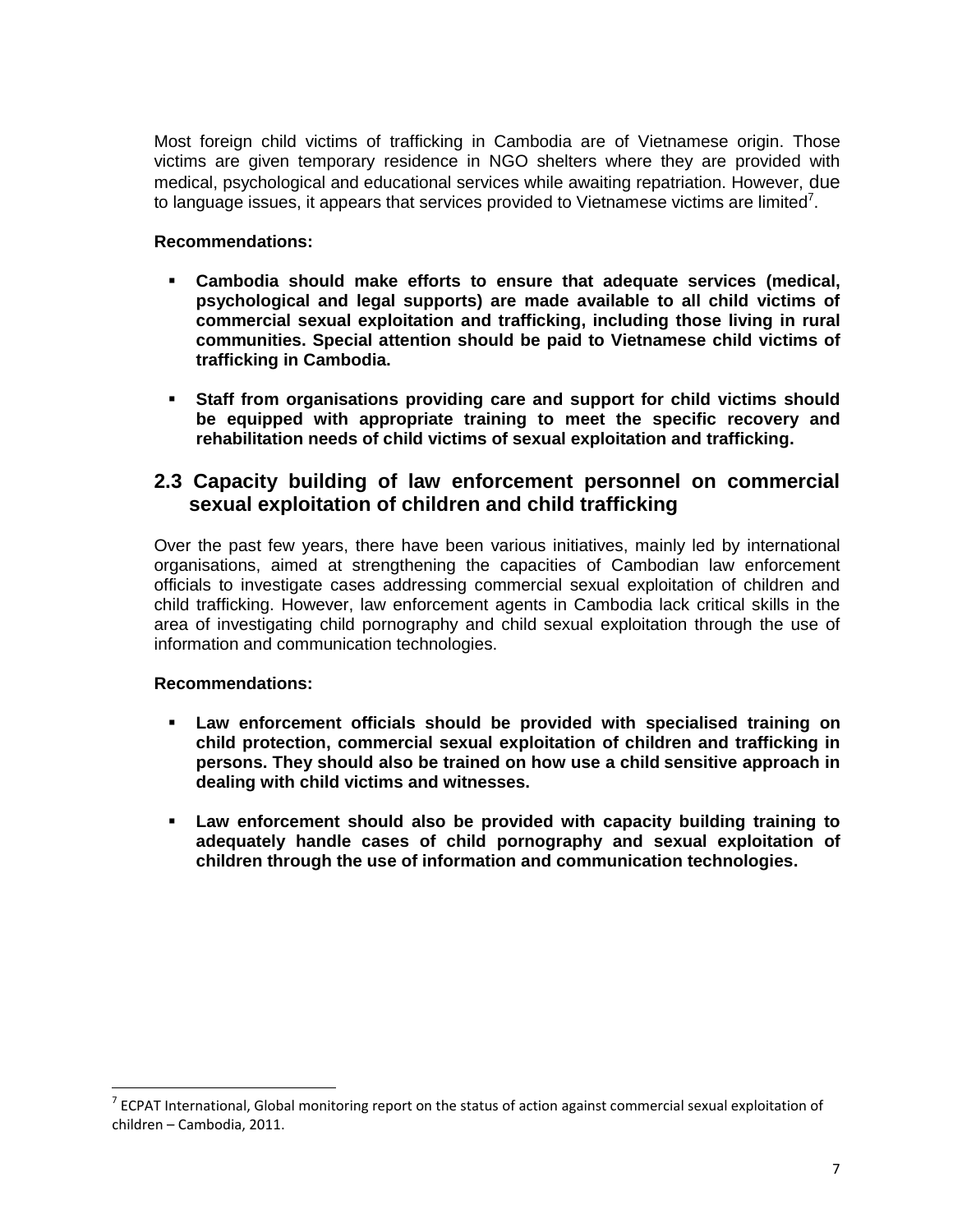Most foreign child victims of trafficking in Cambodia are of Vietnamese origin. Those victims are given temporary residence in NGO shelters where they are provided with medical, psychological and educational services while awaiting repatriation. However, due to language issues, it appears that services provided to Vietnamese victims are limited[7].

**Recommendations:**

- **Cambodia should make efforts to ensure that adequate services (medical, psychological and legal supports) are made available to all child victims of commercial sexual exploitation and trafficking, including those living in rural communities. Special attention should be paid to Vietnamese child victims of trafficking in Cambodia.**

- **Staff from organisations providing care and support for child victims should be equipped with appropriate training to meet the specific recovery and rehabilitation needs of child victims of sexual exploitation and trafficking.**

## 2.3 Capacity building of law enforcement personnel on commercial sexual exploitation of children and child trafficking

Over the past few years, there have been various initiatives, mainly led by international organisations, aimed at strengthening the capacities of Cambodian law enforcement officials to investigate cases addressing commercial sexual exploitation of children and child trafficking. However, law enforcement agents in Cambodia lack critical skills in the area of investigating child pornography and child sexual exploitation through the use of information and communication technologies.

**Recommendations:**

- **Law enforcement officials should be provided with specialised training on child protection, commercial sexual exploitation of children and trafficking in persons. They should also be trained on how use a child sensitive approach in dealing with child victims and witnesses.**

- **Law enforcement should also be provided with capacity building training to adequately handle cases of child pornography and sexual exploitation of children through the use of information and communication technologies.**

[7] ECPAT International, Global monitoring report on the status of action against commercial sexual exploitation of children – Cambodia, 2011.